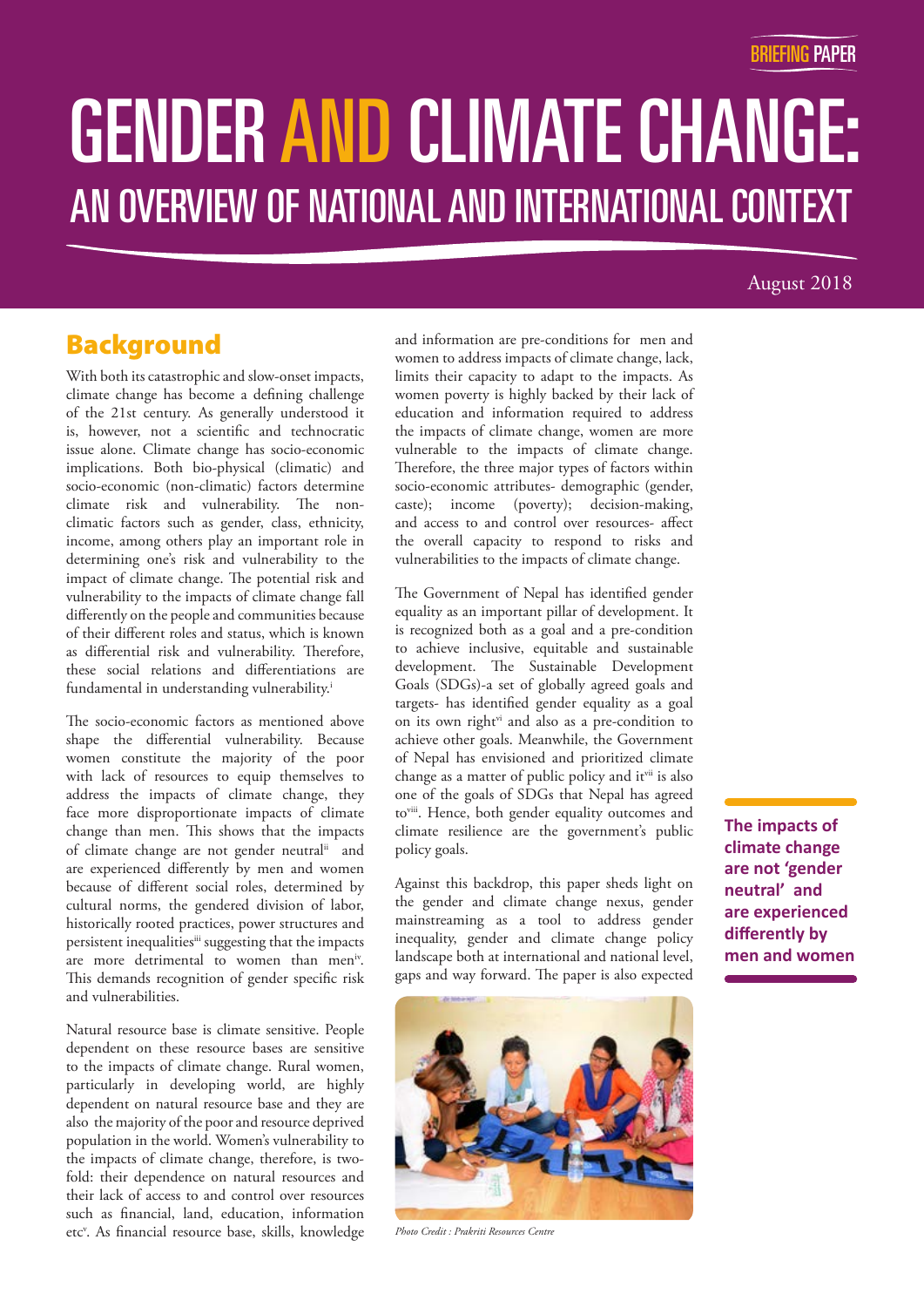BRIEFING PAPER

# GENDER AND CLIMATE CHANGE: AN OVERVIEW OF NATIONAL AND INTERNATIONAL CONTEXT

August 2018

## Background

With both its catastrophic and slow-onset impacts, climate change has become a defining challenge of the 21st century. As generally understood it is, however, not a scientific and technocratic issue alone. Climate change has socio-economic implications. Both bio-physical (climatic) and socio-economic (non-climatic) factors determine climate risk and vulnerability. The non-climatic factors such as gender, class, ethnicity, income, among others play an important role in determining one's risk and vulnerability to the impact of climate change. The potential risk and vulnerability to the impacts of climate change fall differently on the people and communities because of their different roles and status, which is known as differential risk and vulnerability. Therefore, these social relations and differentiations are fundamental in understanding vulnerability.[i]

The socio-economic factors as mentioned above shape the differential vulnerability. Because women constitute the majority of the poor with lack of resources to equip themselves to address the impacts of climate change, they face more disproportionate impacts of climate change than men. This shows that the impacts of climate change are not gender neutral[ii] and are experienced differently by men and women because of different social roles, determined by cultural norms, the gendered division of labor, historically rooted practices, power structures and persistent inequalities[iii] suggesting that the impacts are more detrimental to women than men[iv]. This demands recognition of gender specific risk and vulnerabilities.

Natural resource base is climate sensitive. People dependent on these resource bases are sensitive to the impacts of climate change. Rural women, particularly in developing world, are highly dependent on natural resource base and they are also the majority of the poor and resource deprived population in the world. Women's vulnerability to the impacts of climate change, therefore, is two-fold: their dependence on natural resources and their lack of access to and control over resources such as financial, land, education, information etc[v]. As financial resource base, skills, knowledge and information are pre-conditions for men and women to address impacts of climate change, lack, limits their capacity to adapt to the impacts. As women poverty is highly backed by their lack of education and information required to address the impacts of climate change, women are more vulnerable to the impacts of climate change. Therefore, the three major types of factors within socio-economic attributes- demographic (gender, caste); income (poverty); decision-making, and access to and control over resources- affect the overall capacity to respond to risks and vulnerabilities to the impacts of climate change.

The Government of Nepal has identified gender equality as an important pillar of development. It is recognized both as a goal and a pre-condition to achieve inclusive, equitable and sustainable development. The Sustainable Development Goals (SDGs)-a set of globally agreed goals and targets- has identified gender equality as a goal on its own right[vi] and also as a pre-condition to achieve other goals. Meanwhile, the Government of Nepal has envisioned and prioritized climate change as a matter of public policy and it[vii] is also one of the goals of SDGs that Nepal has agreed to[viii]. Hence, both gender equality outcomes and climate resilience are the government's public policy goals.

Against this backdrop, this paper sheds light on the gender and climate change nexus, gender mainstreaming as a tool to address gender inequality, gender and climate change policy landscape both at international and national level, gaps and way forward. The paper is also expected

*Photo Credit : Prakriti Resources Centre*

**The impacts of climate change are not 'gender neutral' and are experienced differently by men and women**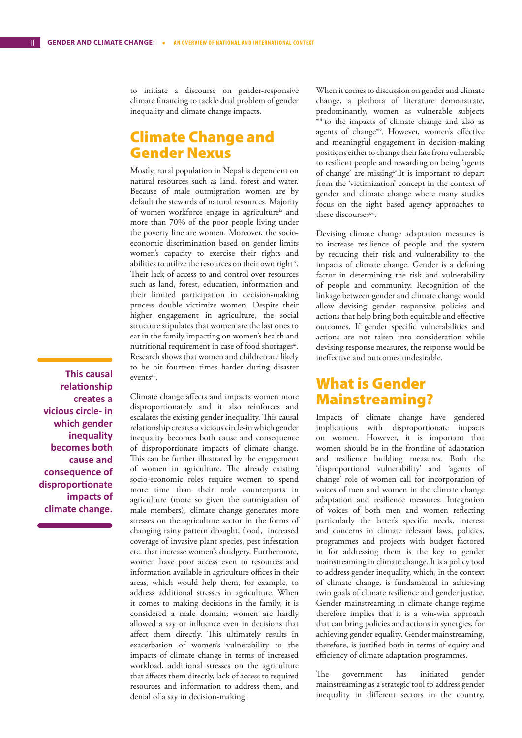to initiate a discourse on gender-responsive climate financing to tackle dual problem of gender inequality and climate change impacts.

## Climate Change and Gender Nexus

Mostly, rural population in Nepal is dependent on natural resources such as land, forest and water. Because of male outmigration women are by default the stewards of natural resources. Majority of women workforce engage in agriculture[ix] and more than 70% of the poor people living under the poverty line are women. Moreover, the socio-economic discrimination based on gender limits women's capacity to exercise their rights and abilities to utilize the resources on their own right [x]. Their lack of access to and control over resources such as land, forest, education, information and their limited participation in decision-making process double victimize women. Despite their higher engagement in agriculture, the social structure stipulates that women are the last ones to eat in the family impacting on women's health and nutritional requirement in case of food shortages[xi]. Research shows that women and children are likely to be hit fourteen times harder during disaster events[xii].

Climate change affects and impacts women more disproportionately and it also reinforces and escalates the existing gender inequality. This causal relationship creates a vicious circle-in which gender inequality becomes both cause and consequence of disproportionate impacts of climate change. This can be further illustrated by the engagement of women in agriculture. The already existing socio-economic roles require women to spend more time than their male counterparts in agriculture (more so given the outmigration of male members), climate change generates more stresses on the agriculture sector in the forms of changing rainy pattern drought, flood, increased coverage of invasive plant species, pest infestation etc. that increase women's drudgery. Furthermore, women have poor access even to resources and information available in agriculture offices in their areas, which would help them, for example, to address additional stresses in agriculture. When it comes to making decisions in the family, it is considered a male domain; women are hardly allowed a say or influence even in decisions that affect them directly. This ultimately results in exacerbation of women's vulnerability to the impacts of climate change in terms of increased workload, additional stresses on the agriculture that affects them directly, lack of access to required resources and information to address them, and denial of a say in decision-making.

**This causal relationship creates a vicious circle- in which gender inequality becomes both cause and consequence of disproportionate impacts of climate change.**

When it comes to discussion on gender and climate change, a plethora of literature demonstrate, predominantly, women as vulnerable subjects [xiii] to the impacts of climate change and also as agents of change[xiv]. However, women's effective and meaningful engagement in decision-making positions either to change their fate from vulnerable to resilient people and rewarding on being 'agents of change' are missing[xv].It is important to depart from the 'victimization' concept in the context of gender and climate change where many studies focus on the right based agency approaches to these discourses[xvi].

Devising climate change adaptation measures is to increase resilience of people and the system by reducing their risk and vulnerability to the impacts of climate change. Gender is a defining factor in determining the risk and vulnerability of people and community. Recognition of the linkage between gender and climate change would allow devising gender responsive policies and actions that help bring both equitable and effective outcomes. If gender specific vulnerabilities and actions are not taken into consideration while devising response measures, the response would be ineffective and outcomes undesirable.

## What is Gender Mainstreaming?

Impacts of climate change have gendered implications with disproportionate impacts on women. However, it is important that women should be in the frontline of adaptation and resilience building measures. Both the 'disproportional vulnerability' and 'agents of change' role of women call for incorporation of voices of men and women in the climate change adaptation and resilience measures. Integration of voices of both men and women reflecting particularly the latter's specific needs, interest and concerns in climate relevant laws, policies, programmes and projects with budget factored in for addressing them is the key to gender mainstreaming in climate change. It is a policy tool to address gender inequality, which, in the context of climate change, is fundamental in achieving twin goals of climate resilience and gender justice. Gender mainstreaming in climate change regime therefore implies that it is a win-win approach that can bring policies and actions in synergies, for achieving gender equality. Gender mainstreaming, therefore, is justified both in terms of equity and efficiency of climate adaptation programmes.

The government has initiated gender mainstreaming as a strategic tool to address gender inequality in different sectors in the country.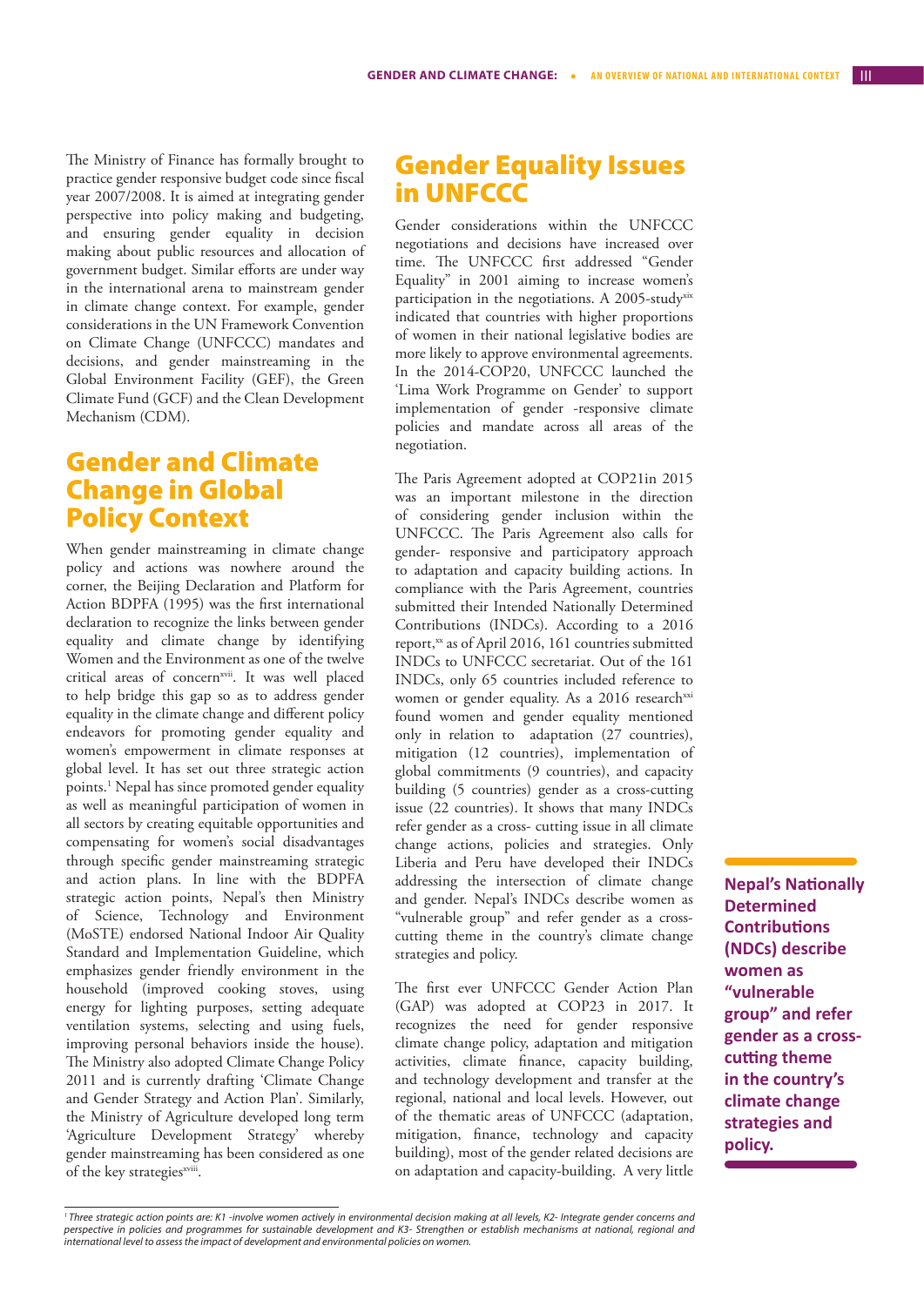The Ministry of Finance has formally brought to practice gender responsive budget code since fiscal year 2007/2008. It is aimed at integrating gender perspective into policy making and budgeting, and ensuring gender equality in decision making about public resources and allocation of government budget. Similar efforts are under way in the international arena to mainstream gender in climate change context. For example, gender considerations in the UN Framework Convention on Climate Change (UNFCCC) mandates and decisions, and gender mainstreaming in the Global Environment Facility (GEF), the Green Climate Fund (GCF) and the Clean Development Mechanism (CDM).

## Gender and Climate Change in Global Policy Context

When gender mainstreaming in climate change policy and actions was nowhere around the corner, the Beijing Declaration and Platform for Action BDPFA (1995) was the first international declaration to recognize the links between gender equality and climate change by identifying Women and the Environment as one of the twelve critical areas of concern[xvii]. It was well placed to help bridge this gap so as to address gender equality in the climate change and different policy endeavors for promoting gender equality and women's empowerment in climate responses at global level. It has set out three strategic action points.[1] Nepal has since promoted gender equality as well as meaningful participation of women in all sectors by creating equitable opportunities and compensating for women's social disadvantages through specific gender mainstreaming strategic and action plans. In line with the BDPFA strategic action points, Nepal's then Ministry of Science, Technology and Environment (MoSTE) endorsed National Indoor Air Quality Standard and Implementation Guideline, which emphasizes gender friendly environment in the household (improved cooking stoves, using energy for lighting purposes, setting adequate ventilation systems, selecting and using fuels, improving personal behaviors inside the house). The Ministry also adopted Climate Change Policy 2011 and is currently drafting 'Climate Change and Gender Strategy and Action Plan'. Similarly, the Ministry of Agriculture developed long term 'Agriculture Development Strategy' whereby gender mainstreaming has been considered as one of the key strategies[xviii].

## Gender Equality Issues in UNFCCC

Gender considerations within the UNFCCC negotiations and decisions have increased over time. The UNFCCC first addressed "Gender Equality" in 2001 aiming to increase women's participation in the negotiations. A 2005-study[xix] indicated that countries with higher proportions of women in their national legislative bodies are more likely to approve environmental agreements. In the 2014-COP20, UNFCCC launched the 'Lima Work Programme on Gender' to support implementation of gender -responsive climate policies and mandate across all areas of the negotiation.

The Paris Agreement adopted at COP21in 2015 was an important milestone in the direction of considering gender inclusion within the UNFCCC. The Paris Agreement also calls for gender- responsive and participatory approach to adaptation and capacity building actions. In compliance with the Paris Agreement, countries submitted their Intended Nationally Determined Contributions (INDCs). According to a 2016 report,[xx] as of April 2016, 161 countries submitted INDCs to UNFCCC secretariat. Out of the 161 INDCs, only 65 countries included reference to women or gender equality. As a 2016 research[xxi] found women and gender equality mentioned only in relation to adaptation (27 countries), mitigation (12 countries), implementation of global commitments (9 countries), and capacity building (5 countries) gender as a cross-cutting issue (22 countries). It shows that many INDCs refer gender as a cross- cutting issue in all climate change actions, policies and strategies. Only Liberia and Peru have developed their INDCs addressing the intersection of climate change and gender. Nepal's INDCs describe women as "vulnerable group" and refer gender as a cross-cutting theme in the country's climate change strategies and policy.

**Nepal's Nationally Determined Contributions (NDCs) describe women as "vulnerable group" and refer gender as a cross-cutting theme in the country's climate change strategies and policy.**

The first ever UNFCCC Gender Action Plan (GAP) was adopted at COP23 in 2017. It recognizes the need for gender responsive climate change policy, adaptation and mitigation activities, climate finance, capacity building, and technology development and transfer at the regional, national and local levels. However, out of the thematic areas of UNFCCC (adaptation, mitigation, finance, technology and capacity building), most of the gender related decisions are on adaptation and capacity-building. A very little

*[1] Three strategic action points are: K1 -involve women actively in environmental decision making at all levels, K2- Integrate gender concerns and perspective in policies and programmes for sustainable development and K3- Strengthen or establish mechanisms at national, regional and international level to assess the impact of development and environmental policies on women.*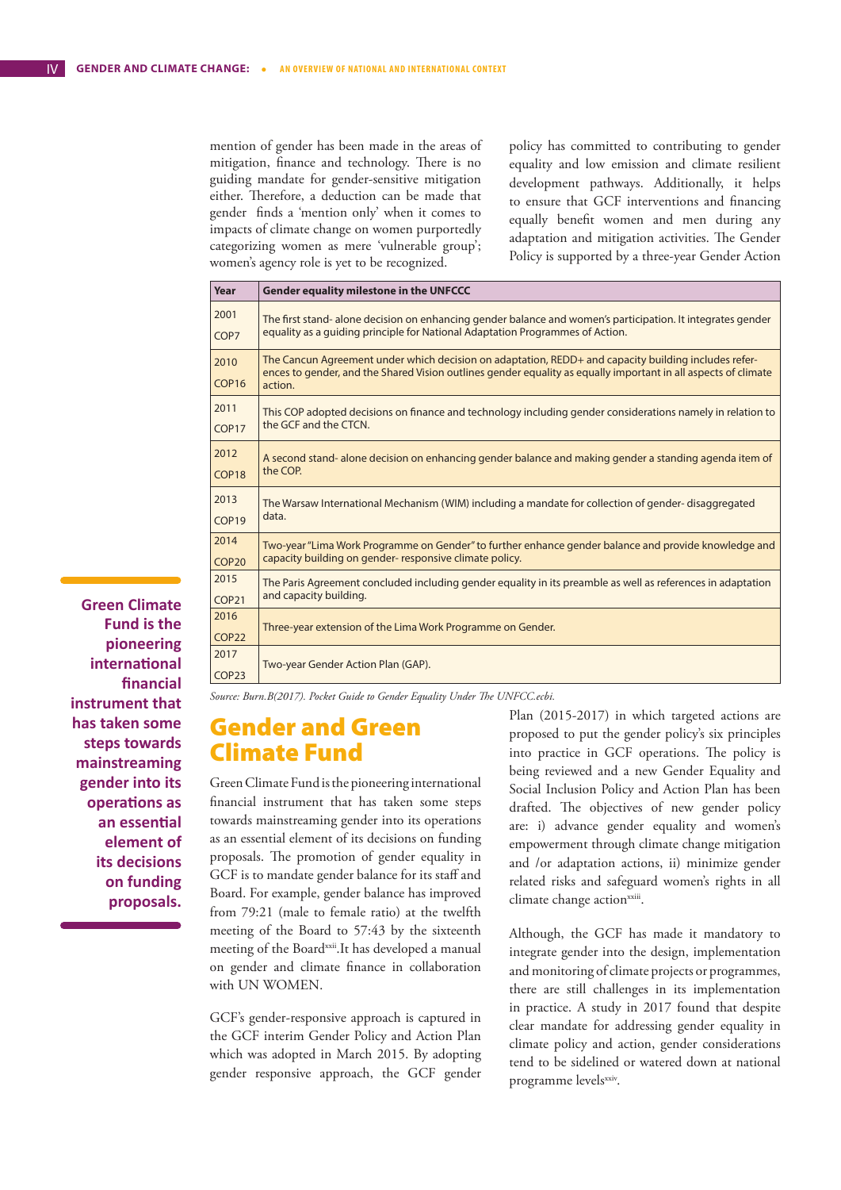mention of gender has been made in the areas of mitigation, finance and technology. There is no guiding mandate for gender-sensitive mitigation either. Therefore, a deduction can be made that gender finds a 'mention only' when it comes to impacts of climate change on women purportedly categorizing women as mere 'vulnerable group'; women's agency role is yet to be recognized.

| Year | Gender equality milestone in the UNFCCC |
|---|---|
| 2001 COP7 | The first stand- alone decision on enhancing gender balance and women's participation. It integrates gender equality as a guiding principle for National Adaptation Programmes of Action. |
| 2010 COP16 | The Cancun Agreement under which decision on adaptation, REDD+ and capacity building includes references to gender, and the Shared Vision outlines gender equality as equally important in all aspects of climate action. |
| 2011 COP17 | This COP adopted decisions on finance and technology including gender considerations namely in relation to the GCF and the CTCN. |
| 2012 COP18 | A second stand- alone decision on enhancing gender balance and making gender a standing agenda item of the COP. |
| 2013 COP19 | The Warsaw International Mechanism (WIM) including a mandate for collection of gender- disaggregated data. |
| 2014 COP20 | Two-year "Lima Work Programme on Gender" to further enhance gender balance and provide knowledge and capacity building on gender- responsive climate policy. |
| 2015 COP21 | The Paris Agreement concluded including gender equality in its preamble as well as references in adaptation and capacity building. |
| 2016 COP22 | Three-year extension of the Lima Work Programme on Gender. |
| 2017 COP23 | Two-year Gender Action Plan (GAP). |

*Source: Burn.B(2017). Pocket Guide to Gender Equality Under The UNFCC.ecbi.*

**Green Climate Fund is the pioneering international financial instrument that has taken some steps towards mainstreaming gender into its operations as an essential element of its decisions on funding proposals.**

## Gender and Green Climate Fund

Green Climate Fund is the pioneering international financial instrument that has taken some steps towards mainstreaming gender into its operations as an essential element of its decisions on funding proposals. The promotion of gender equality in GCF is to mandate gender balance for its staff and Board. For example, gender balance has improved from 79:21 (male to female ratio) at the twelfth meeting of the Board to 57:43 by the sixteenth meeting of the Board[xxii]. It has developed a manual on gender and climate finance in collaboration with UN WOMEN.

GCF's gender-responsive approach is captured in the GCF interim Gender Policy and Action Plan which was adopted in March 2015. By adopting gender responsive approach, the GCF gender policy has committed to contributing to gender equality and low emission and climate resilient development pathways. Additionally, it helps to ensure that GCF interventions and financing equally benefit women and men during any adaptation and mitigation activities. The Gender Policy is supported by a three-year Gender Action Plan (2015-2017) in which targeted actions are proposed to put the gender policy's six principles into practice in GCF operations. The policy is being reviewed and a new Gender Equality and Social Inclusion Policy and Action Plan has been drafted. The objectives of new gender policy are: i) advance gender equality and women's empowerment through climate change mitigation and /or adaptation actions, ii) minimize gender related risks and safeguard women's rights in all climate change action[xxiii].

Although, the GCF has made it mandatory to integrate gender into the design, implementation and monitoring of climate projects or programmes, there are still challenges in its implementation in practice. A study in 2017 found that despite clear mandate for addressing gender equality in climate policy and action, gender considerations tend to be sidelined or watered down at national programme levels[xxiv].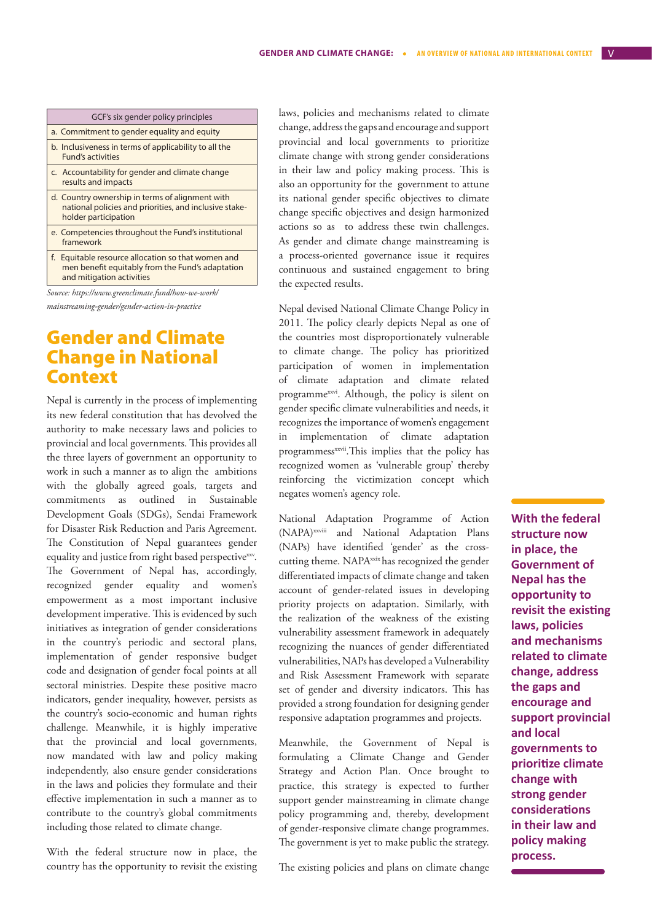| GCF's six gender policy principles |
|---|
| a. Commitment to gender equality and equity |
| b. Inclusiveness in terms of applicability to all the Fund's activities |
| c. Accountability for gender and climate change results and impacts |
| d. Country ownership in terms of alignment with national policies and priorities, and inclusive stake-holder participation |
| e. Competencies throughout the Fund's institutional framework |
| f. Equitable resource allocation so that women and men benefit equitably from the Fund's adaptation and mitigation activities |

*Source: https://www.greenclimate.fund/how-we-work/mainstreaming-gender/gender-action-in-practice*

## Gender and Climate Change in National Context

Nepal is currently in the process of implementing its new federal constitution that has devolved the authority to make necessary laws and policies to provincial and local governments. This provides all the three layers of government an opportunity to work in such a manner as to align the ambitions with the globally agreed goals, targets and commitments as outlined in Sustainable Development Goals (SDGs), Sendai Framework for Disaster Risk Reduction and Paris Agreement. The Constitution of Nepal guarantees gender equality and justice from right based perspective[xxv]. The Government of Nepal has, accordingly, recognized gender equality and women's empowerment as a most important inclusive development imperative. This is evidenced by such initiatives as integration of gender considerations in the country's periodic and sectoral plans, implementation of gender responsive budget code and designation of gender focal points at all sectoral ministries. Despite these positive macro indicators, gender inequality, however, persists as the country's socio-economic and human rights challenge. Meanwhile, it is highly imperative that the provincial and local governments, now mandated with law and policy making independently, also ensure gender considerations in the laws and policies they formulate and their effective implementation in such a manner as to contribute to the country's global commitments including those related to climate change.

With the federal structure now in place, the country has the opportunity to revisit the existing laws, policies and mechanisms related to climate change, address the gaps and encourage and support provincial and local governments to prioritize climate change with strong gender considerations in their law and policy making process. This is also an opportunity for the government to attune its national gender specific objectives to climate change specific objectives and design harmonized actions so as to address these twin challenges. As gender and climate change mainstreaming is a process-oriented governance issue it requires continuous and sustained engagement to bring the expected results.

Nepal devised National Climate Change Policy in 2011. The policy clearly depicts Nepal as one of the countries most disproportionately vulnerable to climate change. The policy has prioritized participation of women in implementation of climate adaptation and climate related programme[xxvi]. Although, the policy is silent on gender specific climate vulnerabilities and needs, it recognizes the importance of women's engagement in implementation of climate adaptation programmess[xxvii]. This implies that the policy has recognized women as 'vulnerable group' thereby reinforcing the victimization concept which negates women's agency role.

National Adaptation Programme of Action (NAPA)[xxviii] and National Adaptation Plans (NAPs) have identified 'gender' as the cross-cutting theme. NAPA[xxix] has recognized the gender differentiated impacts of climate change and taken account of gender-related issues in developing priority projects on adaptation. Similarly, with the realization of the weakness of the existing vulnerability assessment framework in adequately recognizing the nuances of gender differentiated vulnerabilities, NAPs has developed a Vulnerability and Risk Assessment Framework with separate set of gender and diversity indicators. This has provided a strong foundation for designing gender responsive adaptation programmes and projects.

Meanwhile, the Government of Nepal is formulating a Climate Change and Gender Strategy and Action Plan. Once brought to practice, this strategy is expected to further support gender mainstreaming in climate change policy programming and, thereby, development of gender-responsive climate change programmes. The government is yet to make public the strategy.

The existing policies and plans on climate change

**With the federal structure now in place, the Government of Nepal has the opportunity to revisit the existing laws, policies and mechanisms related to climate change, address the gaps and encourage and support provincial and local governments to prioritize climate change with strong gender considerations in their law and policy making process.**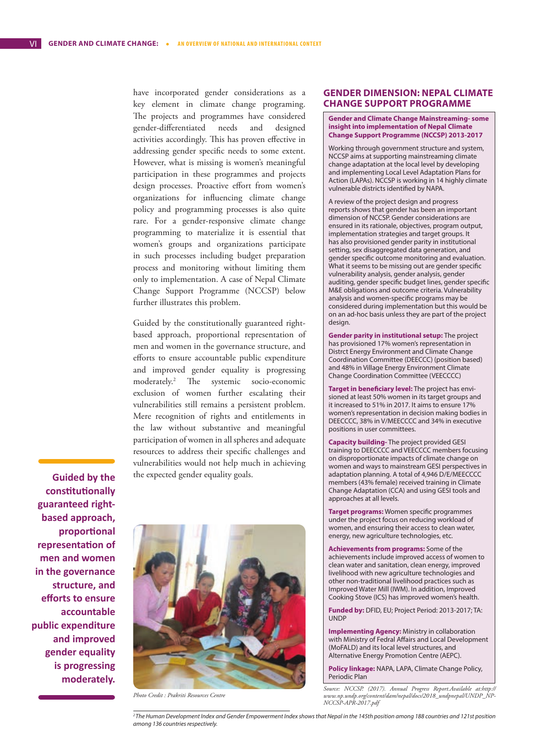have incorporated gender considerations as a key element in climate change programing. The projects and programmes have considered gender-differentiated needs and designed activities accordingly. This has proven effective in addressing gender specific needs to some extent. However, what is missing is women's meaningful participation in these programmes and projects design processes. Proactive effort from women's organizations for influencing climate change policy and programming processes is also quite rare. For a gender-responsive climate change programming to materialize it is essential that women's groups and organizations participate in such processes including budget preparation process and monitoring without limiting them only to implementation. A case of Nepal Climate Change Support Programme (NCCSP) below further illustrates this problem.

Guided by the constitutionally guaranteed right-based approach, proportional representation of men and women in the governance structure, and efforts to ensure accountable public expenditure and improved gender equality is progressing moderately.[2] The systemic socio-economic exclusion of women further escalating their vulnerabilities still remains a persistent problem. Mere recognition of rights and entitlements in the law without substantive and meaningful participation of women in all spheres and adequate resources to address their specific challenges and vulnerabilities would not help much in achieving the expected gender equality goals.

**Guided by the constitutionally guaranteed right-based approach, proportional representation of men and women in the governance structure, and efforts to ensure accountable public expenditure and improved gender equality is progressing moderately.**

*Photo Credit : Prakriti Resources Centre*

## GENDER DIMENSION: NEPAL CLIMATE CHANGE SUPPORT PROGRAMME

**Gender and Climate Change Mainstreaming- some insight into implementation of Nepal Climate Change Support Programme (NCCSP) 2013-2017**

Working through government structure and system, NCCSP aims at supporting mainstreaming climate change adaptation at the local level by developing and implementing Local Level Adaptation Plans for Action (LAPAs). NCCSP is working in 14 highly climate vulnerable districts identified by NAPA.

A review of the project design and progress reports shows that gender has been an important dimension of NCCSP. Gender considerations are ensured in its rationale, objectives, program output, implementation strategies and target groups. It has also provisioned gender parity in institutional setting, sex disaggregated data generation, and gender specific outcome monitoring and evaluation. What it seems to be missing out are gender specific vulnerability analysis, gender analysis, gender auditing, gender specific budget lines, gender specific M&E obligations and outcome criteria. Vulnerability analysis and women-specific programs may be considered during implementation but this would be on an ad-hoc basis unless they are part of the project design.

**Gender parity in institutional setup:** The project has provisioned 17% women's representation in Distrct Energy Environment and Climate Change Coordination Committee (DEECCC) (position based) and 48% in Village Energy Environment Climate Change Coordination Committee (VEECCCC)

**Target in beneficiary level:** The project has envisioned at least 50% women in its target groups and it increased to 51% in 2017. It aims to ensure 17% women's representation in decision making bodies in DEECCCC, 38% in V/MEECCCC and 34% in executive positions in user committees.

**Capacity building-** The project provided GESI training to DEECCCC and VEECCCC members focusing on disproportionate impacts of climate change on women and ways to mainstream GESI perspectives in adaptation planning. A total of 4,946 D/E/MEECCCC members (43% female) received training in Climate Change Adaptation (CCA) and using GESI tools and approaches at all levels.

**Target programs:** Women specific programmes under the project focus on reducing workload of women, and ensuring their access to clean water, energy, new agriculture technologies, etc.

**Achievements from programs:** Some of the achievements include improved access of women to clean water and sanitation, clean energy, improved livelihood with new agriculture technologies and other non-traditional livelihood practices such as Improved Water Mill (IWM). In addition, Improved Cooking Stove (ICS) has improved women's health.

**Funded by:** DFID, EU; Project Period: 2013-2017; TA: UNDP

**Implementing Agency:** Ministry in collaboration with Ministry of Fedral Affairs and Local Development (MoFALD) and its local level structures, and Alternative Energy Promotion Centre (AEPC).

**Policy linkage:** NAPA, LAPA, Climate Change Policy, Periodic Plan

*Source: NCCSP. (2017). Annual Progress Report.Available at:http://www.np.undp.org/content/dam/nepal/docs/2018_undpnepal/UNDP_NP-NCCSP-APR-2017.pdf*

---

[2] *The Human Development Index and Gender Empowerment Index shows that Nepal in the 145th position among 188 countries and 121st position among 136 countries respectively.*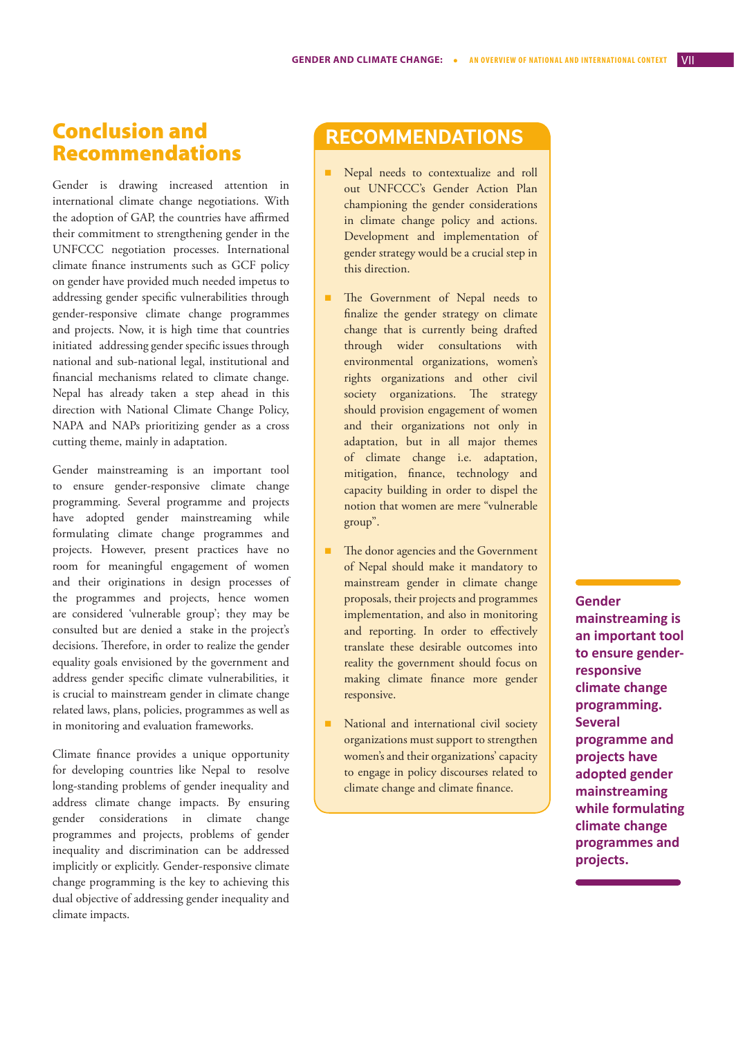## Conclusion and Recommendations

Gender is drawing increased attention in international climate change negotiations. With the adoption of GAP, the countries have affirmed their commitment to strengthening gender in the UNFCCC negotiation processes. International climate finance instruments such as GCF policy on gender have provided much needed impetus to addressing gender specific vulnerabilities through gender-responsive climate change programmes and projects. Now, it is high time that countries initiated addressing gender specific issues through national and sub-national legal, institutional and financial mechanisms related to climate change. Nepal has already taken a step ahead in this direction with National Climate Change Policy, NAPA and NAPs prioritizing gender as a cross cutting theme, mainly in adaptation.

Gender mainstreaming is an important tool to ensure gender-responsive climate change programming. Several programme and projects have adopted gender mainstreaming while formulating climate change programmes and projects. However, present practices have no room for meaningful engagement of women and their originations in design processes of the programmes and projects, hence women are considered 'vulnerable group'; they may be consulted but are denied a stake in the project's decisions. Therefore, in order to realize the gender equality goals envisioned by the government and address gender specific climate vulnerabilities, it is crucial to mainstream gender in climate change related laws, plans, policies, programmes as well as in monitoring and evaluation frameworks.

Climate finance provides a unique opportunity for developing countries like Nepal to resolve long-standing problems of gender inequality and address climate change impacts. By ensuring gender considerations in climate change programmes and projects, problems of gender inequality and discrimination can be addressed implicitly or explicitly. Gender-responsive climate change programming is the key to achieving this dual objective of addressing gender inequality and climate impacts.

## RECOMMENDATIONS

- Nepal needs to contextualize and roll out UNFCCC's Gender Action Plan championing the gender considerations in climate change policy and actions. Development and implementation of gender strategy would be a crucial step in this direction.
- The Government of Nepal needs to finalize the gender strategy on climate change that is currently being drafted through wider consultations with environmental organizations, women's rights organizations and other civil society organizations. The strategy should provision engagement of women and their organizations not only in adaptation, but in all major themes of climate change i.e. adaptation, mitigation, finance, technology and capacity building in order to dispel the notion that women are mere "vulnerable group".
- The donor agencies and the Government of Nepal should make it mandatory to mainstream gender in climate change proposals, their projects and programmes implementation, and also in monitoring and reporting. In order to effectively translate these desirable outcomes into reality the government should focus on making climate finance more gender responsive.
- National and international civil society organizations must support to strengthen women's and their organizations' capacity to engage in policy discourses related to climate change and climate finance.

**Gender mainstreaming is an important tool to ensure gender-responsive climate change programming. Several programme and projects have adopted gender mainstreaming while formulating climate change programmes and projects.**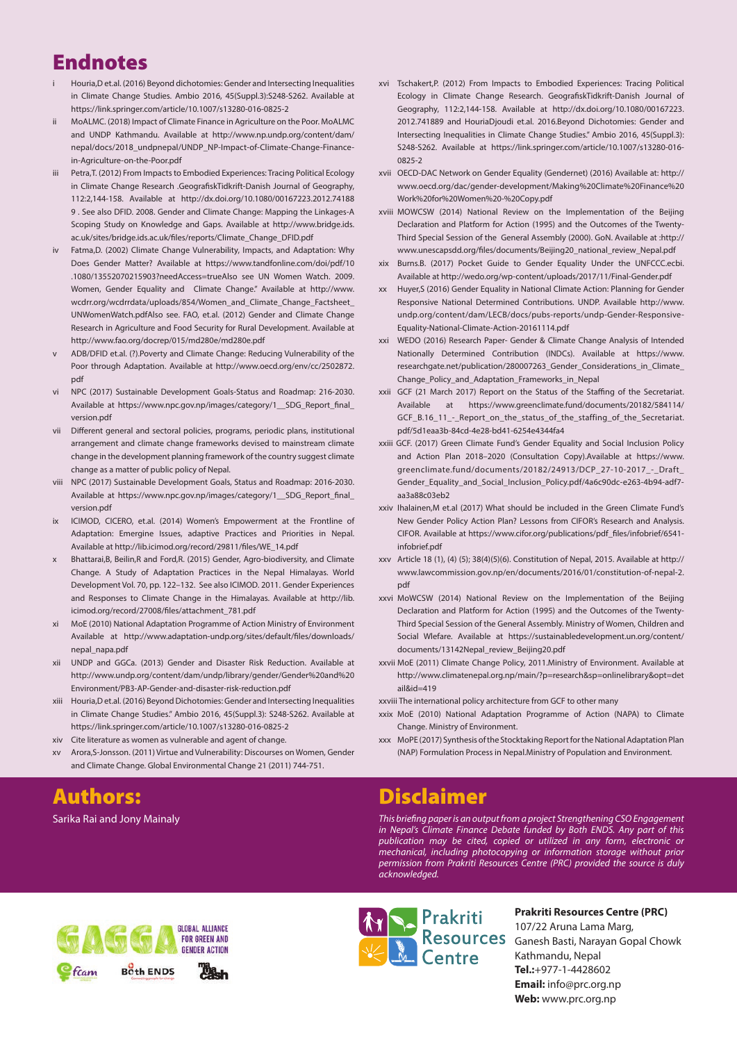# Endnotes

- i Houria,D et.al. (2016) Beyond dichotomies: Gender and Intersecting Inequalities in Climate Change Studies. Ambio 2016, 45(Suppl.3):S248-S262. Available at https://link.springer.com/article/10.1007/s13280-016-0825-2
- ii MoALMC. (2018) Impact of Climate Finance in Agriculture on the Poor. MoALMC and UNDP Kathmandu. Available at http://www.np.undp.org/content/dam/nepal/docs/2018_undpnepal/UNDP_NP-Impact-of-Climate-Change-Finance-in-Agriculture-on-the-Poor.pdf
- iii Petra,T. (2012) From Impacts to Embodied Experiences: Tracing Political Ecology in Climate Change Research .GeografiskTidkrift-Danish Journal of Geography, 112:2,144-158. Available at http://dx.doi.org/10.1080/00167223.2012.741889 . See also DFID. 2008. Gender and Climate Change: Mapping the Linkages-A Scoping Study on Knowledge and Gaps. Available at http://www.bridge.ids.ac.uk/sites/bridge.ids.ac.uk/files/reports/Climate_Change_DFID.pdf
- iv Fatma,D. (2002) Climate Change Vulnerability, Impacts, and Adaptation: Why Does Gender Matter? Available at https://www.tandfonline.com/doi/pdf/10.1080/13552070215903?needAccess=trueAlso see UN Women Watch. 2009. Women, Gender Equality and Climate Change." Available at http://www.wcdrr.org/wcdrrdata/uploads/854/Women_and_Climate_Change_Factsheet_UNWomenWatch.pdfAlso see. FAO, et.al. (2012) Gender and Climate Change Research in Agriculture and Food Security for Rural Development. Available at http://www.fao.org/docrep/015/md280e/md280e.pdf
- v ADB/DFID et.al. (?).Poverty and Climate Change: Reducing Vulnerability of the Poor through Adaptation. Available at http://www.oecd.org/env/cc/2502872.pdf
- vi NPC (2017) Sustainable Development Goals-Status and Roadmap: 216-2030. Available at https://www.npc.gov.np/images/category/1__SDG_Report_final_version.pdf
- vii Different general and sectoral policies, programs, periodic plans, institutional arrangement and climate change frameworks devised to mainstream climate change in the development planning framework of the country suggest climate change as a matter of public policy of Nepal.
- viii NPC (2017) Sustainable Development Goals, Status and Roadmap: 2016-2030. Available at https://www.npc.gov.np/images/category/1__SDG_Report_final_version.pdf
- ix ICIMOD, CICERO, et.al. (2014) Women's Empowerment at the Frontline of Adaptation: Emergine Issues, adaptive Practices and Priorities in Nepal. Available at http://lib.icimod.org/record/29811/files/WE_14.pdf
- x Bhattarai,B, Beilin,R and Ford,R. (2015) Gender, Agro-biodiversity, and Climate Change. A Study of Adaptation Practices in the Nepal Himalayas. World Development Vol. 70, pp. 122–132. See also ICIMOD. 2011. Gender Experiences and Responses to Climate Change in the Himalayas. Available at http://lib.icimod.org/record/27008/files/attachment_781.pdf
- xi MoE (2010) National Adaptation Programme of Action Ministry of Environment Available at http://www.adaptation-undp.org/sites/default/files/downloads/nepal_napa.pdf
- xii UNDP and GGCa. (2013) Gender and Disaster Risk Reduction. Available at http://www.undp.org/content/dam/undp/library/gender/Gender%20and%20Environment/PB3-AP-Gender-and-disaster-risk-reduction.pdf
- xiii Houria,D et.al. (2016) Beyond Dichotomies: Gender and Intersecting Inequalities in Climate Change Studies." Ambio 2016, 45(Suppl.3): S248-S262. Available at https://link.springer.com/article/10.1007/s13280-016-0825-2
- xiv Cite literature as women as vulnerable and agent of change.
- xv Arora,S-Jonsson. (2011) Virtue and Vulnerability: Discourses on Women, Gender and Climate Change. Global Environmental Change 21 (2011) 744-751.
- xvi Tschakert,P. (2012) From Impacts to Embodied Experiences: Tracing Political Ecology in Climate Change Research. GeografiskTidkrift-Danish Journal of Geography, 112:2,144-158. Available at http://dx.doi.org/10.1080/00167223.2012.741889 and HouriaDjoudi et.al. 2016.Beyond Dichotomies: Gender and Intersecting Inequalities in Climate Change Studies." Ambio 2016, 45(Suppl.3): S248-S262. Available at https://link.springer.com/article/10.1007/s13280-016-0825-2
- xvii OECD-DAC Network on Gender Equality (Gendernet) (2016) Available at: http://www.oecd.org/dac/gender-development/Making%20Climate%20Finance%20Work%20for%20Women%20-%20Copy.pdf
- xviii MOWCSW (2014) National Review on the Implementation of the Beijing Declaration and Platform for Action (1995) and the Outcomes of the Twenty-Third Special Session of the General Assembly (2000). GoN. Available at :http://www.unescapsdd.org/files/documents/Beijing20_national_review_Nepal.pdf
- xix Burns.B. (2017) Pocket Guide to Gender Equality Under the UNFCCC.ecbi. Available at http://wedo.org/wp-content/uploads/2017/11/Final-Gender.pdf
- xx Huyer,S (2016) Gender Equality in National Climate Action: Planning for Gender Responsive National Determined Contributions. UNDP. Available http://www.undp.org/content/dam/LECB/docs/pubs-reports/undp-Gender-Responsive-Equality-National-Climate-Action-20161114.pdf
- xxi WEDO (2016) Research Paper- Gender & Climate Change Analysis of Intended Nationally Determined Contribution (INDCs). Available at https://www.researchgate.net/publication/280007263_Gender_Considerations_in_Climate_Change_Policy_and_Adaptation_Frameworks_in_Nepal
- xxii GCF (21 March 2017) Report on the Status of the Staffing of the Secretariat. Available at https://www.greenclimate.fund/documents/20182/584114/GCF_B.16_11_-_Report_on_the_status_of_the_staffing_of_the_Secretariat.pdf/5d1eaa3b-84cd-4e28-bd41-6254e4344fa4
- xxiii GCF. (2017) Green Climate Fund's Gender Equality and Social Inclusion Policy and Action Plan 2018–2020 (Consultation Copy).Available at https://www.greenclimate.fund/documents/20182/24913/DCP_27-10-2017_-_Draft_Gender_Equality_and_Social_Inclusion_Policy.pdf/4a6c90dc-e263-4b94-adf7-aa3a88c03eb2
- xxiv Ihalainen,M et.al (2017) What should be included in the Green Climate Fund's New Gender Policy Action Plan? Lessons from CIFOR's Research and Analysis. CIFOR. Available at https://www.cifor.org/publications/pdf_files/infobrief/6541-infobrief.pdf
- xxv Article 18 (1), (4) (5); 38(4)(5)(6). Constitution of Nepal, 2015. Available at http://www.lawcommission.gov.np/en/documents/2016/01/constitution-of-nepal-2.pdf
- xxvi MoWCSW (2014) National Review on the Implementation of the Beijing Declaration and Platform for Action (1995) and the Outcomes of the Twenty-Third Special Session of the General Assembly. Ministry of Women, Children and Social Welfare. Available at https://sustainabledevelopment.un.org/content/documents/13142Nepal_review_Beijing20.pdf
- xxvii MoE (2011) Climate Change Policy, 2011.Ministry of Environment. Available at http://www.climatenepal.org.np/main/?p=research&sp=onlinelibrary&opt=detail&id=419
- xxviii The international policy architecture from GCF to other many
- xxix MoE (2010) National Adaptation Programme of Action (NAPA) to Climate Change. Ministry of Environment.
- xxx MoPE (2017) Synthesis of the Stocktaking Report for the National Adaptation Plan (NAP) Formulation Process in Nepal.Ministry of Population and Environment.

# Authors:

Sarika Rai and Jony Mainaly

# Disclaimer

*This briefing paper is an output from a project Strengthening CSO Engagement in Nepal's Climate Finance Debate funded by Both ENDS. Any part of this publication may be cited, copied or utilized in any form, electronic or mechanical, including photocopying or information storage without prior permission from Prakriti Resources Centre (PRC) provided the source is duly acknowledged.*

GAGGA GLOBAL ALLIANCE FOR GREEN AND GENDER ACTION

fcam Both ENDS mama cash

Prakriti Resources Centre

**Prakriti Resources Centre (PRC)**
107/22 Aruna Lama Marg,
Ganesh Basti, Narayan Gopal Chowk
Kathmandu, Nepal
**Tel.:**+977-1-4428602
**Email:** info@prc.org.np
**Web:** www.prc.org.np